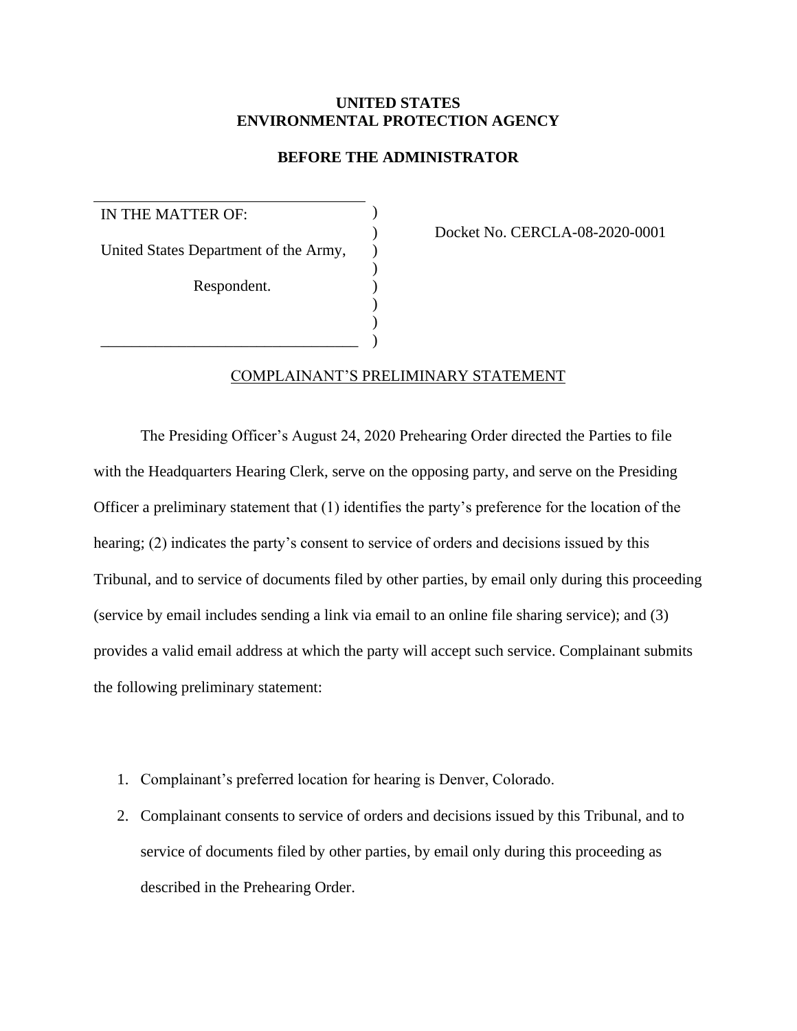**UNITED STATES**
**ENVIRONMENTAL PROTECTION AGENCY**

**BEFORE THE ADMINISTRATOR**

| | | |
|---|---|---|
| IN THE MATTER OF: | ) | |
| | ) | Docket No. CERCLA-08-2020-0001 |
| United States Department of the Army, | ) | |
| | ) | |
| Respondent. | ) | |
| | ) | |
| | ) | |
| | ) | |

COMPLAINANT'S PRELIMINARY STATEMENT

The Presiding Officer's August 24, 2020 Prehearing Order directed the Parties to file with the Headquarters Hearing Clerk, serve on the opposing party, and serve on the Presiding Officer a preliminary statement that (1) identifies the party's preference for the location of the hearing; (2) indicates the party's consent to service of orders and decisions issued by this Tribunal, and to service of documents filed by other parties, by email only during this proceeding (service by email includes sending a link via email to an online file sharing service); and (3) provides a valid email address at which the party will accept such service. Complainant submits the following preliminary statement:

1. Complainant's preferred location for hearing is Denver, Colorado.
2. Complainant consents to service of orders and decisions issued by this Tribunal, and to service of documents filed by other parties, by email only during this proceeding as described in the Prehearing Order.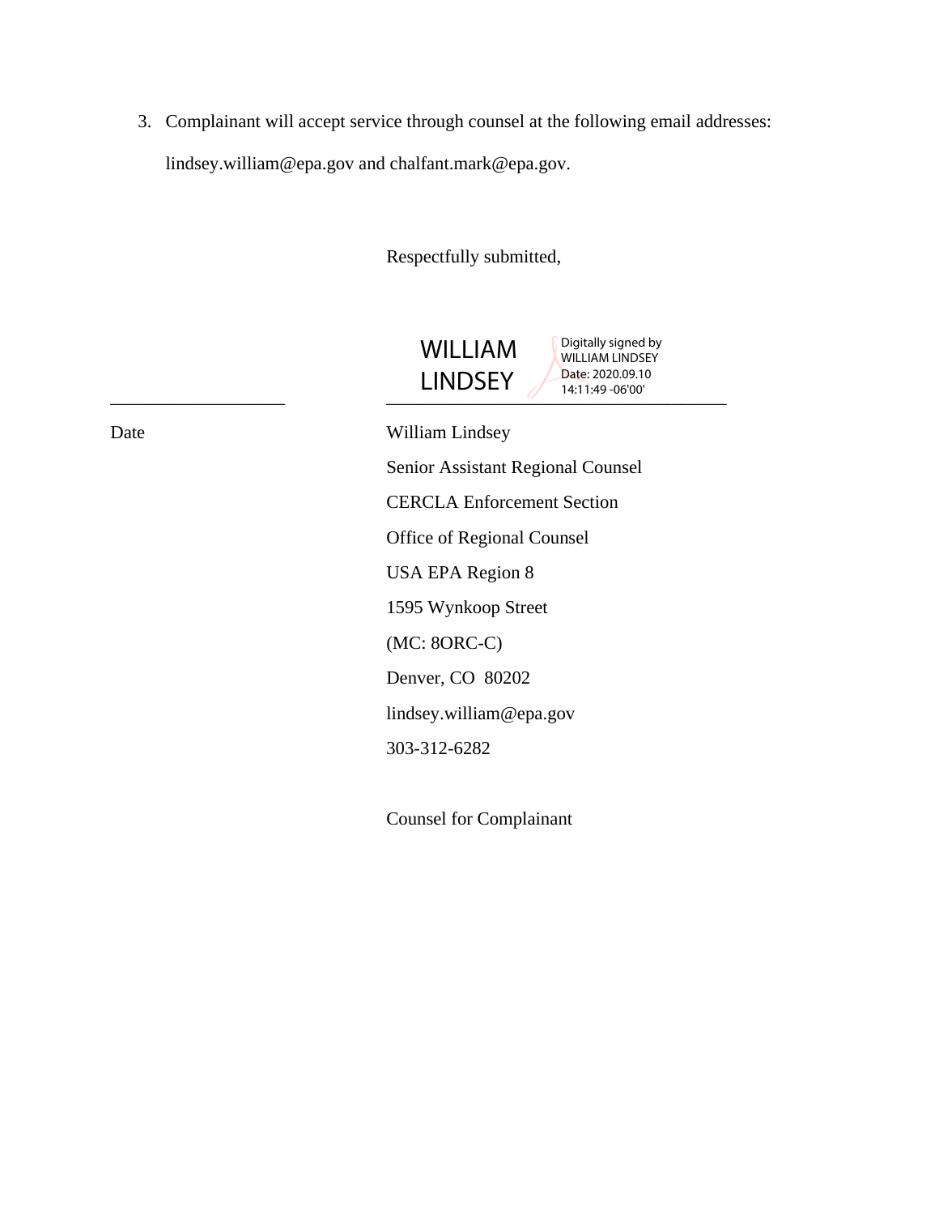3. Complainant will accept service through counsel at the following email addresses: lindsey.william@epa.gov and chalfant.mark@epa.gov.

Respectfully submitted,

WILLIAM LINDSEY — Digitally signed by WILLIAM LINDSEY Date: 2020.09.10 14:11:49 -06'00'

___________________ ______________________________________

Date

William Lindsey
Senior Assistant Regional Counsel
CERCLA Enforcement Section
Office of Regional Counsel
USA EPA Region 8
1595 Wynkoop Street
(MC: 8ORC-C)
Denver, CO 80202
lindsey.william@epa.gov
303-312-6282

Counsel for Complainant